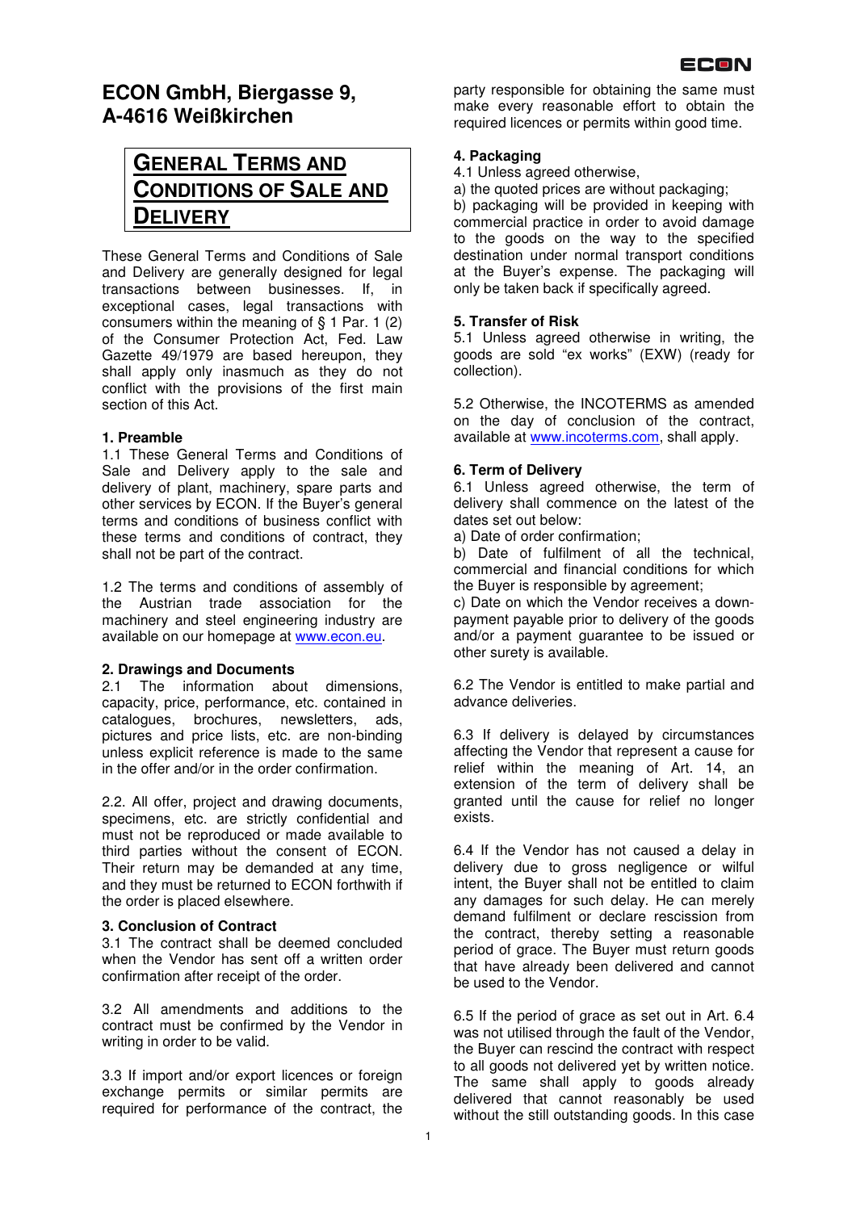# ECON GmbH, Biergasse 9, A-4616 Weißkirchen

## GENERAL TERMS AND CONDITIONS OF SALE AND DELIVERY

These General Terms and Conditions of Sale and Delivery are generally designed for legal transactions between businesses. If, in exceptional cases, legal transactions with consumers within the meaning of § 1 Par. 1 (2) of the Consumer Protection Act, Fed. Law Gazette 49/1979 are based hereupon, they shall apply only inasmuch as they do not conflict with the provisions of the first main section of this Act.

**1. Preamble**

1.1 These General Terms and Conditions of Sale and Delivery apply to the sale and delivery of plant, machinery, spare parts and other services by ECON. If the Buyer's general terms and conditions of business conflict with these terms and conditions of contract, they shall not be part of the contract.

1.2 The terms and conditions of assembly of the Austrian trade association for the machinery and steel engineering industry are available on our homepage at www.econ.eu.

**2. Drawings and Documents**

2.1 The information about dimensions, capacity, price, performance, etc. contained in catalogues, brochures, newsletters, ads, pictures and price lists, etc. are non-binding unless explicit reference is made to the same in the offer and/or in the order confirmation.

2.2. All offer, project and drawing documents, specimens, etc. are strictly confidential and must not be reproduced or made available to third parties without the consent of ECON. Their return may be demanded at any time, and they must be returned to ECON forthwith if the order is placed elsewhere.

**3. Conclusion of Contract**

3.1 The contract shall be deemed concluded when the Vendor has sent off a written order confirmation after receipt of the order.

3.2 All amendments and additions to the contract must be confirmed by the Vendor in writing in order to be valid.

3.3 If import and/or export licences or foreign exchange permits or similar permits are required for performance of the contract, the party responsible for obtaining the same must make every reasonable effort to obtain the required licences or permits within good time.

**4. Packaging**

4.1 Unless agreed otherwise,

a) the quoted prices are without packaging;

b) packaging will be provided in keeping with commercial practice in order to avoid damage to the goods on the way to the specified destination under normal transport conditions at the Buyer's expense. The packaging will only be taken back if specifically agreed.

**5. Transfer of Risk**

5.1 Unless agreed otherwise in writing, the goods are sold "ex works" (EXW) (ready for collection).

5.2 Otherwise, the INCOTERMS as amended on the day of conclusion of the contract, available at www.incoterms.com, shall apply.

**6. Term of Delivery**

6.1 Unless agreed otherwise, the term of delivery shall commence on the latest of the dates set out below:

a) Date of order confirmation;

b) Date of fulfilment of all the technical, commercial and financial conditions for which the Buyer is responsible by agreement;

c) Date on which the Vendor receives a down-payment payable prior to delivery of the goods and/or a payment guarantee to be issued or other surety is available.

6.2 The Vendor is entitled to make partial and advance deliveries.

6.3 If delivery is delayed by circumstances affecting the Vendor that represent a cause for relief within the meaning of Art. 14, an extension of the term of delivery shall be granted until the cause for relief no longer exists.

6.4 If the Vendor has not caused a delay in delivery due to gross negligence or wilful intent, the Buyer shall not be entitled to claim any damages for such delay. He can merely demand fulfilment or declare rescission from the contract, thereby setting a reasonable period of grace. The Buyer must return goods that have already been delivered and cannot be used to the Vendor.

6.5 If the period of grace as set out in Art. 6.4 was not utilised through the fault of the Vendor, the Buyer can rescind the contract with respect to all goods not delivered yet by written notice. The same shall apply to goods already delivered that cannot reasonably be used without the still outstanding goods. In this case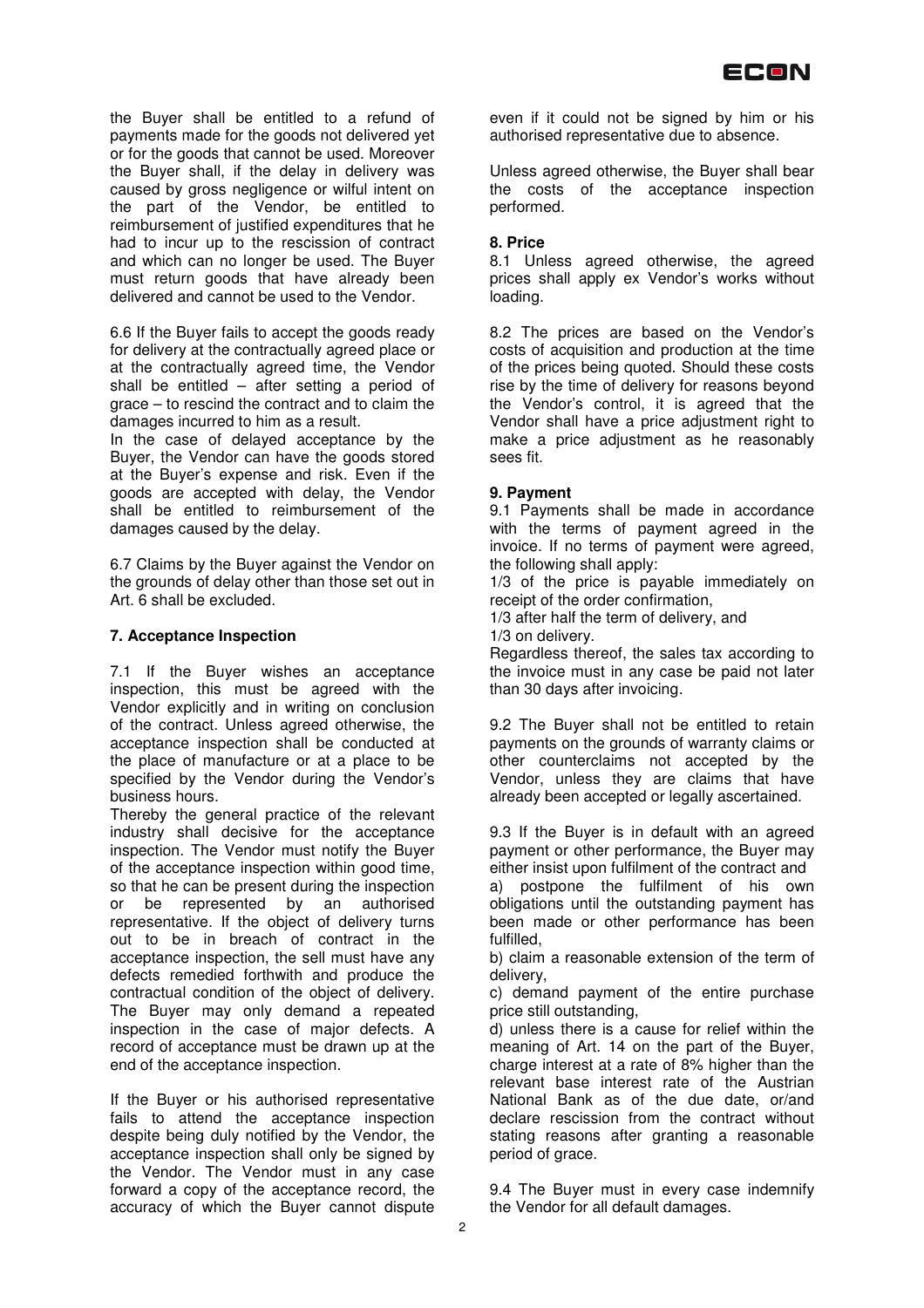the Buyer shall be entitled to a refund of payments made for the goods not delivered yet or for the goods that cannot be used. Moreover the Buyer shall, if the delay in delivery was caused by gross negligence or wilful intent on the part of the Vendor, be entitled to reimbursement of justified expenditures that he had to incur up to the rescission of contract and which can no longer be used. The Buyer must return goods that have already been delivered and cannot be used to the Vendor.

6.6 If the Buyer fails to accept the goods ready for delivery at the contractually agreed place or at the contractually agreed time, the Vendor shall be entitled – after setting a period of grace – to rescind the contract and to claim the damages incurred to him as a result.
In the case of delayed acceptance by the Buyer, the Vendor can have the goods stored at the Buyer's expense and risk. Even if the goods are accepted with delay, the Vendor shall be entitled to reimbursement of the damages caused by the delay.

6.7 Claims by the Buyer against the Vendor on the grounds of delay other than those set out in Art. 6 shall be excluded.

**7. Acceptance Inspection**

7.1 If the Buyer wishes an acceptance inspection, this must be agreed with the Vendor explicitly and in writing on conclusion of the contract. Unless agreed otherwise, the acceptance inspection shall be conducted at the place of manufacture or at a place to be specified by the Vendor during the Vendor's business hours.
Thereby the general practice of the relevant industry shall decisive for the acceptance inspection. The Vendor must notify the Buyer of the acceptance inspection within good time, so that he can be present during the inspection or be represented by an authorised representative. If the object of delivery turns out to be in breach of contract in the acceptance inspection, the sell must have any defects remedied forthwith and produce the contractual condition of the object of delivery. The Buyer may only demand a repeated inspection in the case of major defects. A record of acceptance must be drawn up at the end of the acceptance inspection.

If the Buyer or his authorised representative fails to attend the acceptance inspection despite being duly notified by the Vendor, the acceptance inspection shall only be signed by the Vendor. The Vendor must in any case forward a copy of the acceptance record, the accuracy of which the Buyer cannot dispute even if it could not be signed by him or his authorised representative due to absence.

Unless agreed otherwise, the Buyer shall bear the costs of the acceptance inspection performed.

**8. Price**

8.1 Unless agreed otherwise, the agreed prices shall apply ex Vendor's works without loading.

8.2 The prices are based on the Vendor's costs of acquisition and production at the time of the prices being quoted. Should these costs rise by the time of delivery for reasons beyond the Vendor's control, it is agreed that the Vendor shall have a price adjustment right to make a price adjustment as he reasonably sees fit.

**9. Payment**

9.1 Payments shall be made in accordance with the terms of payment agreed in the invoice. If no terms of payment were agreed, the following shall apply:
1/3 of the price is payable immediately on receipt of the order confirmation,
1/3 after half the term of delivery, and
1/3 on delivery.
Regardless thereof, the sales tax according to the invoice must in any case be paid not later than 30 days after invoicing.

9.2 The Buyer shall not be entitled to retain payments on the grounds of warranty claims or other counterclaims not accepted by the Vendor, unless they are claims that have already been accepted or legally ascertained.

9.3 If the Buyer is in default with an agreed payment or other performance, the Buyer may either insist upon fulfilment of the contract and
a) postpone the fulfilment of his own obligations until the outstanding payment has been made or other performance has been fulfilled,
b) claim a reasonable extension of the term of delivery,
c) demand payment of the entire purchase price still outstanding,
d) unless there is a cause for relief within the meaning of Art. 14 on the part of the Buyer, charge interest at a rate of 8% higher than the relevant base interest rate of the Austrian National Bank as of the due date, or/and declare rescission from the contract without stating reasons after granting a reasonable period of grace.

9.4 The Buyer must in every case indemnify the Vendor for all default damages.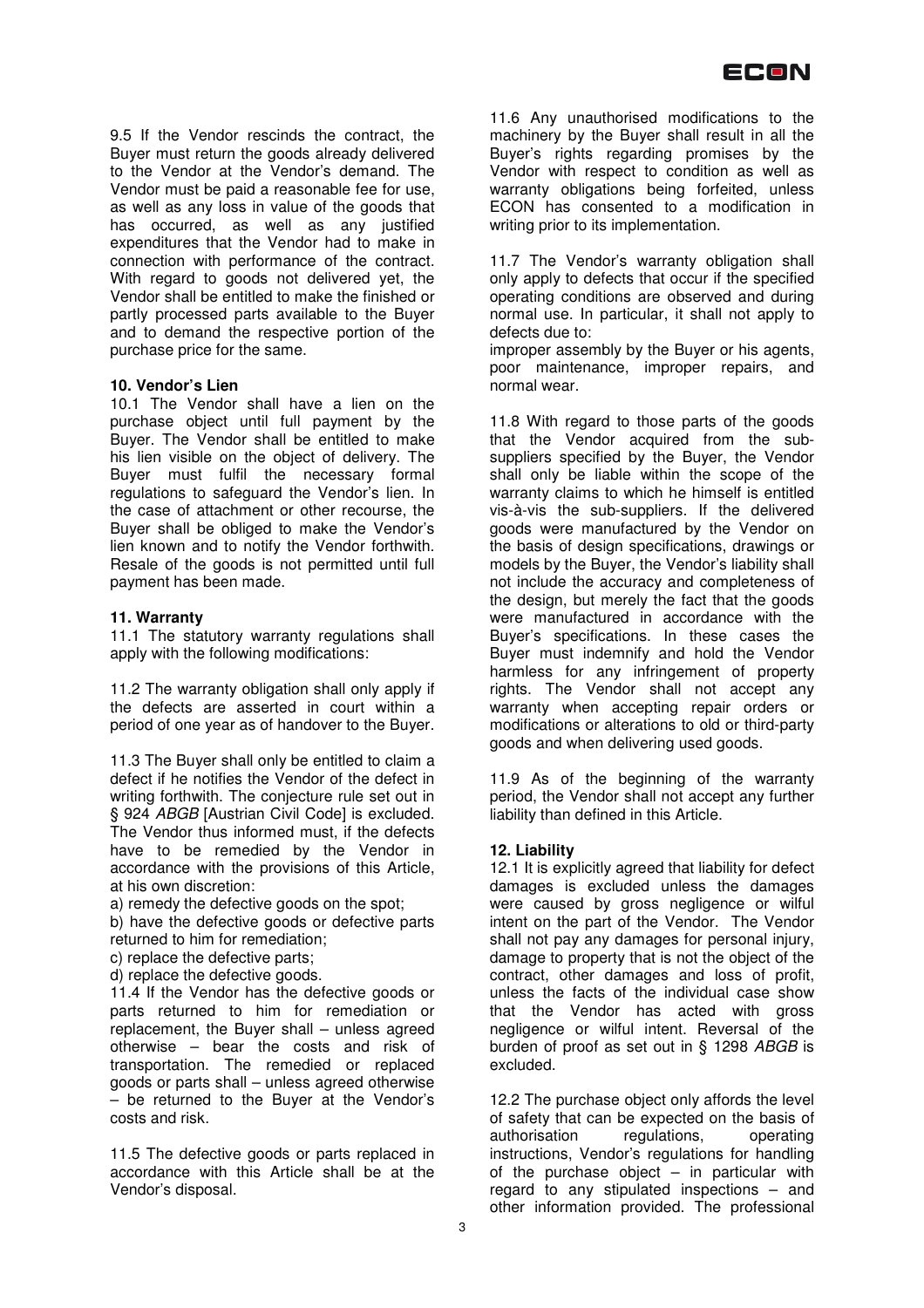9.5 If the Vendor rescinds the contract, the Buyer must return the goods already delivered to the Vendor at the Vendor's demand. The Vendor must be paid a reasonable fee for use, as well as any loss in value of the goods that has occurred, as well as any justified expenditures that the Vendor had to make in connection with performance of the contract. With regard to goods not delivered yet, the Vendor shall be entitled to make the finished or partly processed parts available to the Buyer and to demand the respective portion of the purchase price for the same.

**10. Vendor's Lien**

10.1 The Vendor shall have a lien on the purchase object until full payment by the Buyer. The Vendor shall be entitled to make his lien visible on the object of delivery. The Buyer must fulfil the necessary formal regulations to safeguard the Vendor's lien. In the case of attachment or other recourse, the Buyer shall be obliged to make the Vendor's lien known and to notify the Vendor forthwith. Resale of the goods is not permitted until full payment has been made.

**11. Warranty**

11.1 The statutory warranty regulations shall apply with the following modifications:

11.2 The warranty obligation shall only apply if the defects are asserted in court within a period of one year as of handover to the Buyer.

11.3 The Buyer shall only be entitled to claim a defect if he notifies the Vendor of the defect in writing forthwith. The conjecture rule set out in § 924 *ABGB* [Austrian Civil Code] is excluded. The Vendor thus informed must, if the defects have to be remedied by the Vendor in accordance with the provisions of this Article, at his own discretion:

a) remedy the defective goods on the spot;

b) have the defective goods or defective parts returned to him for remediation;

c) replace the defective parts;

d) replace the defective goods.

11.4 If the Vendor has the defective goods or parts returned to him for remediation or replacement, the Buyer shall – unless agreed otherwise – bear the costs and risk of transportation. The remedied or replaced goods or parts shall – unless agreed otherwise – be returned to the Buyer at the Vendor's costs and risk.

11.5 The defective goods or parts replaced in accordance with this Article shall be at the Vendor's disposal.

11.6 Any unauthorised modifications to the machinery by the Buyer shall result in all the Buyer's rights regarding promises by the Vendor with respect to condition as well as warranty obligations being forfeited, unless ECON has consented to a modification in writing prior to its implementation.

11.7 The Vendor's warranty obligation shall only apply to defects that occur if the specified operating conditions are observed and during normal use. In particular, it shall not apply to defects due to:

improper assembly by the Buyer or his agents, poor maintenance, improper repairs, and normal wear.

11.8 With regard to those parts of the goods that the Vendor acquired from the sub-suppliers specified by the Buyer, the Vendor shall only be liable within the scope of the warranty claims to which he himself is entitled vis-à-vis the sub-suppliers. If the delivered goods were manufactured by the Vendor on the basis of design specifications, drawings or models by the Buyer, the Vendor's liability shall not include the accuracy and completeness of the design, but merely the fact that the goods were manufactured in accordance with the Buyer's specifications. In these cases the Buyer must indemnify and hold the Vendor harmless for any infringement of property rights. The Vendor shall not accept any warranty when accepting repair orders or modifications or alterations to old or third-party goods and when delivering used goods.

11.9 As of the beginning of the warranty period, the Vendor shall not accept any further liability than defined in this Article.

**12. Liability**

12.1 It is explicitly agreed that liability for defect damages is excluded unless the damages were caused by gross negligence or wilful intent on the part of the Vendor. The Vendor shall not pay any damages for personal injury, damage to property that is not the object of the contract, other damages and loss of profit, unless the facts of the individual case show that the Vendor has acted with gross negligence or wilful intent. Reversal of the burden of proof as set out in § 1298 *ABGB* is excluded.

12.2 The purchase object only affords the level of safety that can be expected on the basis of authorisation regulations, operating instructions, Vendor's regulations for handling of the purchase object – in particular with regard to any stipulated inspections – and other information provided. The professional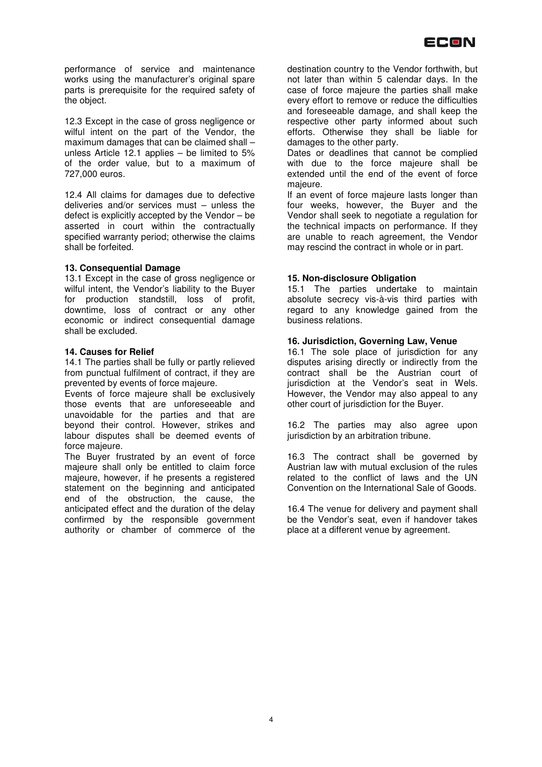performance of service and maintenance works using the manufacturer's original spare parts is prerequisite for the required safety of the object.

12.3 Except in the case of gross negligence or wilful intent on the part of the Vendor, the maximum damages that can be claimed shall – unless Article 12.1 applies – be limited to 5% of the order value, but to a maximum of 727,000 euros.

12.4 All claims for damages due to defective deliveries and/or services must – unless the defect is explicitly accepted by the Vendor – be asserted in court within the contractually specified warranty period; otherwise the claims shall be forfeited.

**13. Consequential Damage**

13.1 Except in the case of gross negligence or wilful intent, the Vendor's liability to the Buyer for production standstill, loss of profit, downtime, loss of contract or any other economic or indirect consequential damage shall be excluded.

**14. Causes for Relief**

14.1 The parties shall be fully or partly relieved from punctual fulfilment of contract, if they are prevented by events of force majeure.

Events of force majeure shall be exclusively those events that are unforeseeable and unavoidable for the parties and that are beyond their control. However, strikes and labour disputes shall be deemed events of force majeure.

The Buyer frustrated by an event of force majeure shall only be entitled to claim force majeure, however, if he presents a registered statement on the beginning and anticipated end of the obstruction, the cause, the anticipated effect and the duration of the delay confirmed by the responsible government authority or chamber of commerce of the destination country to the Vendor forthwith, but not later than within 5 calendar days. In the case of force majeure the parties shall make every effort to remove or reduce the difficulties and foreseeable damage, and shall keep the respective other party informed about such efforts. Otherwise they shall be liable for damages to the other party.

Dates or deadlines that cannot be complied with due to the force majeure shall be extended until the end of the event of force majeure.

If an event of force majeure lasts longer than four weeks, however, the Buyer and the Vendor shall seek to negotiate a regulation for the technical impacts on performance. If they are unable to reach agreement, the Vendor may rescind the contract in whole or in part.

**15. Non-disclosure Obligation**

15.1 The parties undertake to maintain absolute secrecy vis-à-vis third parties with regard to any knowledge gained from the business relations.

**16. Jurisdiction, Governing Law, Venue**

16.1 The sole place of jurisdiction for any disputes arising directly or indirectly from the contract shall be the Austrian court of jurisdiction at the Vendor's seat in Wels. However, the Vendor may also appeal to any other court of jurisdiction for the Buyer.

16.2 The parties may also agree upon jurisdiction by an arbitration tribune.

16.3 The contract shall be governed by Austrian law with mutual exclusion of the rules related to the conflict of laws and the UN Convention on the International Sale of Goods.

16.4 The venue for delivery and payment shall be the Vendor's seat, even if handover takes place at a different venue by agreement.